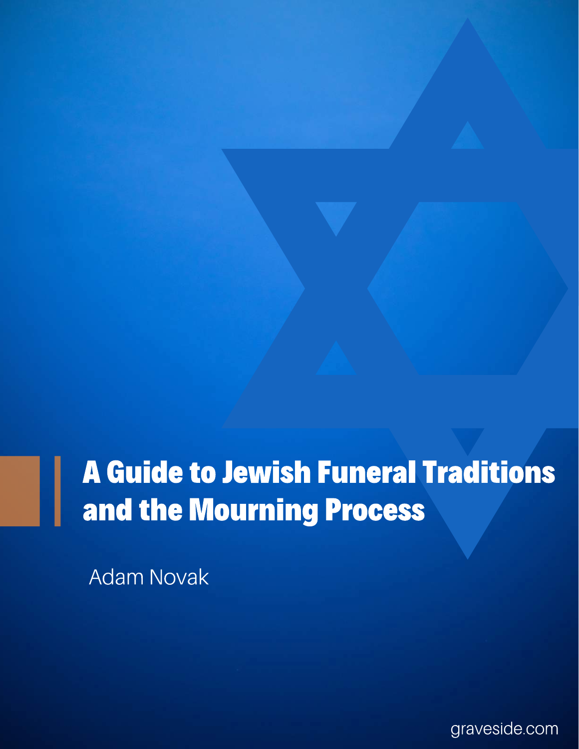# A Guide to Jewish Funeral Traditions and the Mourning Process

Adam Novak

graveside.com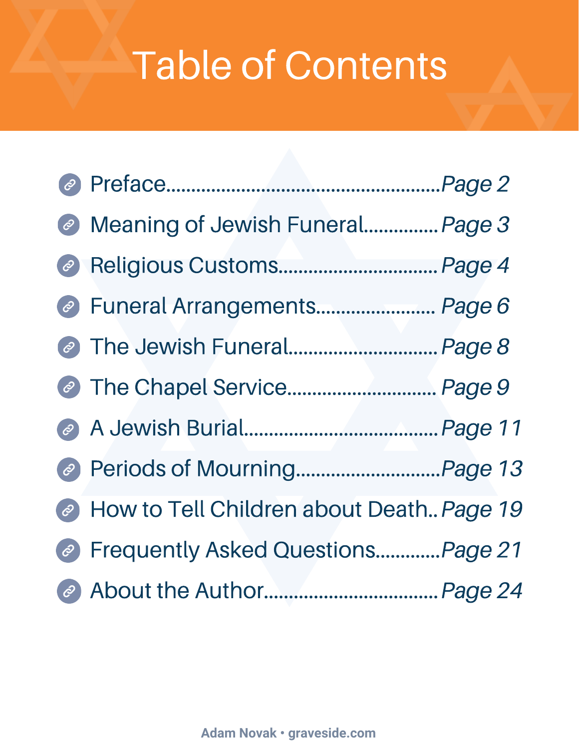# Table of Contents

- Preface.......................................................Page 2
- Meaning of Jewish Funeral...............Page 3
- Religious Customs...............................Page 4
- Funeral Arrangements........................ Page 6
- The Jewish Funeral.............................Page 8
- The Chapel Service.............................. Page 9
- A Jewish Burial.......................................Page 11
- Periods of Mourning............................Page 13
- How to Tell Children about Death..Page 19
- Frequently Asked Questions.............Page 21
- About the Author..................................Page 24

Adam Novak • graveside.com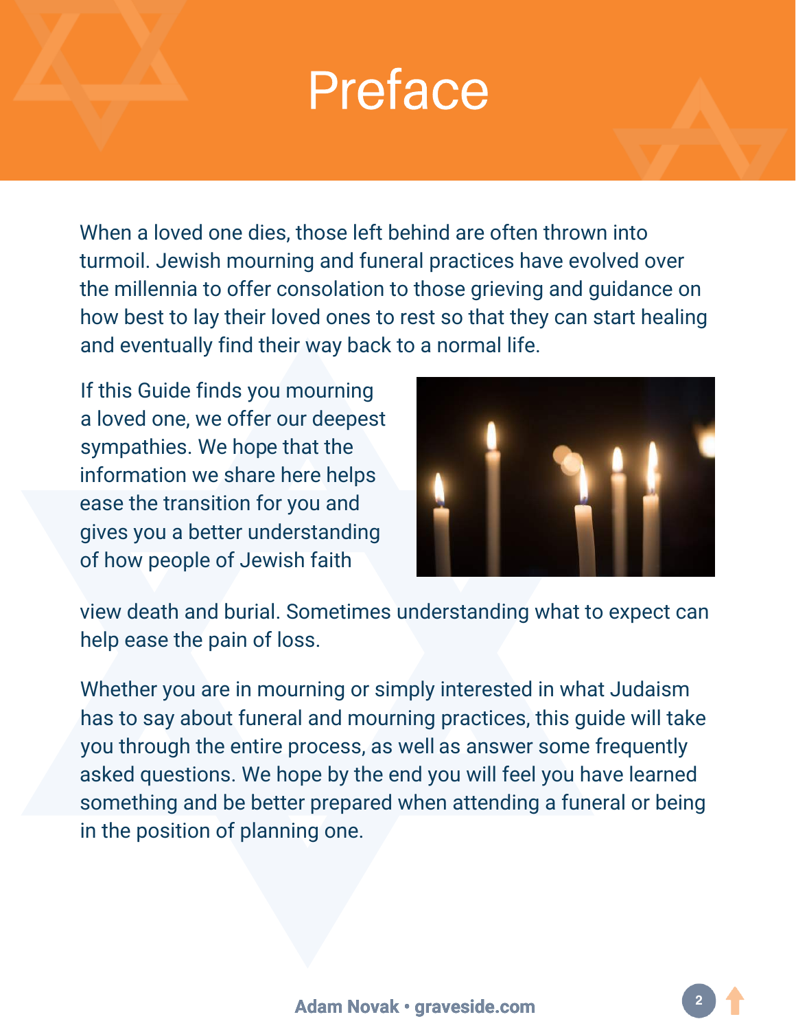# Preface

When a loved one dies, those left behind are often thrown into turmoil. Jewish mourning and funeral practices have evolved over the millennia to offer consolation to those grieving and guidance on how best to lay their loved ones to rest so that they can start healing and eventually find their way back to a normal life.

If this Guide finds you mourning a loved one, we offer our deepest sympathies. We hope that the information we share here helps ease the transition for you and gives you a better understanding of how people of Jewish faith view death and burial. Sometimes understanding what to expect can help ease the pain of loss.

Whether you are in mourning or simply interested in what Judaism has to say about funeral and mourning practices, this guide will take you through the entire process, as well as answer some frequently asked questions. We hope by the end you will feel you have learned something and be better prepared when attending a funeral or being in the position of planning one.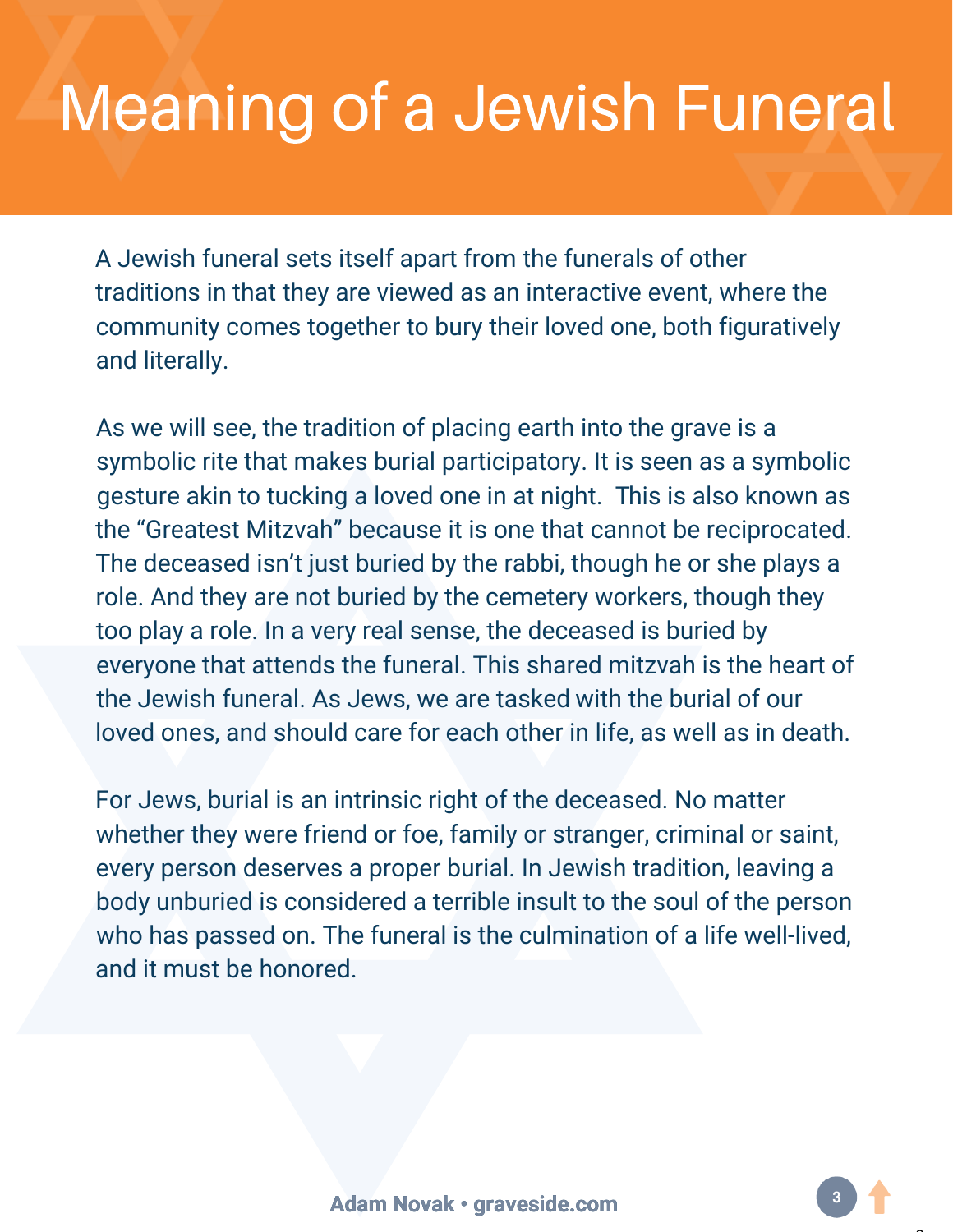# Meaning of a Jewish Funeral

A Jewish funeral sets itself apart from the funerals of other traditions in that they are viewed as an interactive event, where the community comes together to bury their loved one, both figuratively and literally.

As we will see, the tradition of placing earth into the grave is a symbolic rite that makes burial participatory. It is seen as a symbolic gesture akin to tucking a loved one in at night.  This is also known as the "Greatest Mitzvah" because it is one that cannot be reciprocated. The deceased isn't just buried by the rabbi, though he or she plays a role. And they are not buried by the cemetery workers, though they too play a role. In a very real sense, the deceased is buried by everyone that attends the funeral. This shared mitzvah is the heart of the Jewish funeral. As Jews, we are tasked with the burial of our loved ones, and should care for each other in life, as well as in death.

For Jews, burial is an intrinsic right of the deceased. No matter whether they were friend or foe, family or stranger, criminal or saint, every person deserves a proper burial. In Jewish tradition, leaving a body unburied is considered a terrible insult to the soul of the person who has passed on. The funeral is the culmination of a life well-lived, and it must be honored.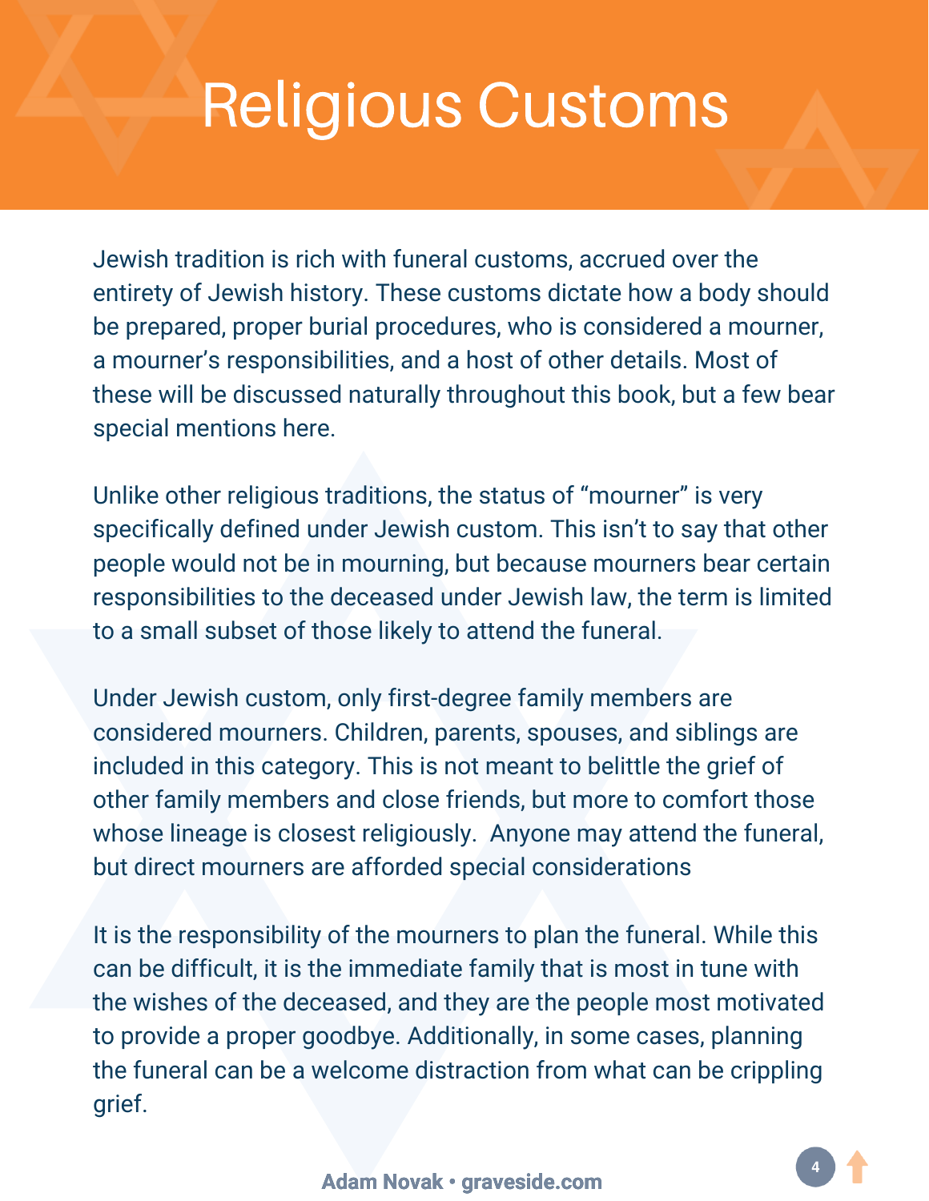# Religious Customs

Jewish tradition is rich with funeral customs, accrued over the entirety of Jewish history. These customs dictate how a body should be prepared, proper burial procedures, who is considered a mourner, a mourner's responsibilities, and a host of other details. Most of these will be discussed naturally throughout this book, but a few bear special mentions here.

Unlike other religious traditions, the status of "mourner" is very specifically defined under Jewish custom. This isn't to say that other people would not be in mourning, but because mourners bear certain responsibilities to the deceased under Jewish law, the term is limited to a small subset of those likely to attend the funeral.

Under Jewish custom, only first-degree family members are considered mourners. Children, parents, spouses, and siblings are included in this category. This is not meant to belittle the grief of other family members and close friends, but more to comfort those whose lineage is closest religiously. Anyone may attend the funeral, but direct mourners are afforded special considerations

It is the responsibility of the mourners to plan the funeral. While this can be difficult, it is the immediate family that is most in tune with the wishes of the deceased, and they are the people most motivated to provide a proper goodbye. Additionally, in some cases, planning the funeral can be a welcome distraction from what can be crippling grief.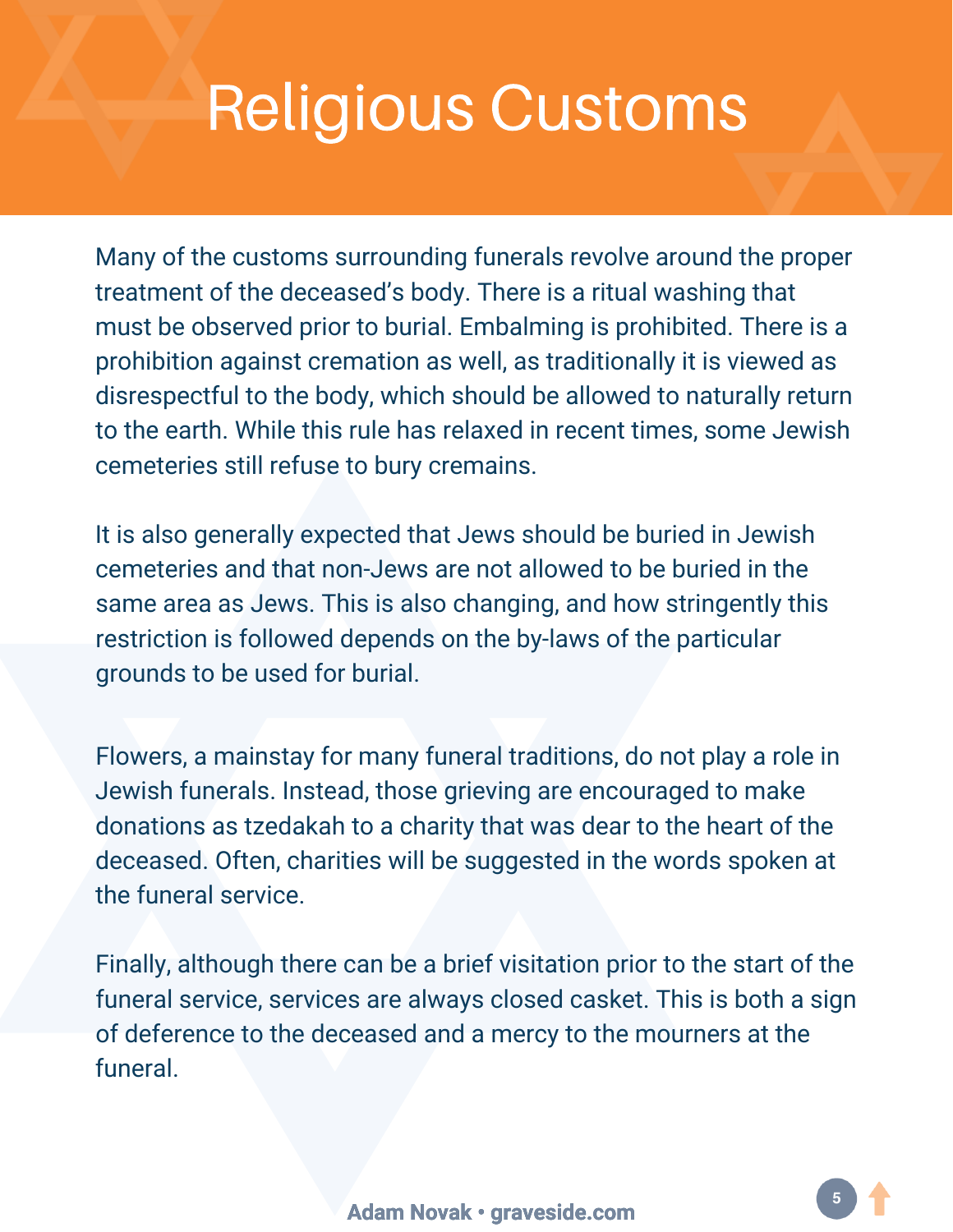# Religious Customs

Many of the customs surrounding funerals revolve around the proper treatment of the deceased's body. There is a ritual washing that must be observed prior to burial. Embalming is prohibited. There is a prohibition against cremation as well, as traditionally it is viewed as disrespectful to the body, which should be allowed to naturally return to the earth. While this rule has relaxed in recent times, some Jewish cemeteries still refuse to bury cremains.

It is also generally expected that Jews should be buried in Jewish cemeteries and that non-Jews are not allowed to be buried in the same area as Jews. This is also changing, and how stringently this restriction is followed depends on the by-laws of the particular grounds to be used for burial.

Flowers, a mainstay for many funeral traditions, do not play a role in Jewish funerals. Instead, those grieving are encouraged to make donations as tzedakah to a charity that was dear to the heart of the deceased. Often, charities will be suggested in the words spoken at the funeral service.

Finally, although there can be a brief visitation prior to the start of the funeral service, services are always closed casket. This is both a sign of deference to the deceased and a mercy to the mourners at the funeral.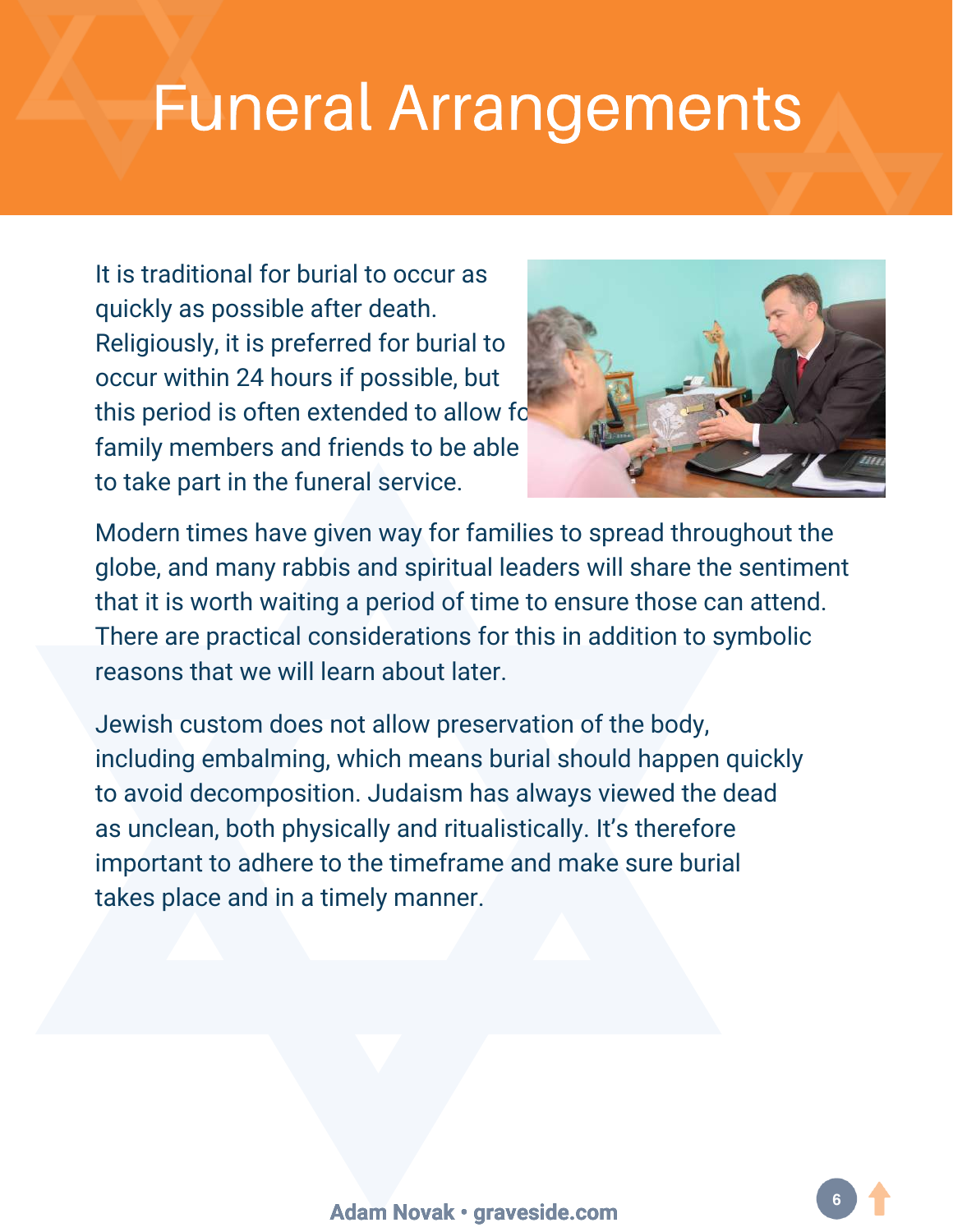# Funeral Arrangements

It is traditional for burial to occur as quickly as possible after death. Religiously, it is preferred for burial to occur within 24 hours if possible, but this period is often extended to allow for family members and friends to be able to take part in the funeral service.

Modern times have given way for families to spread throughout the globe, and many rabbis and spiritual leaders will share the sentiment that it is worth waiting a period of time to ensure those can attend. There are practical considerations for this in addition to symbolic reasons that we will learn about later.

Jewish custom does not allow preservation of the body, including embalming, which means burial should happen quickly to avoid decomposition. Judaism has always viewed the dead as unclean, both physically and ritualistically. It's therefore important to adhere to the timeframe and make sure burial takes place and in a timely manner.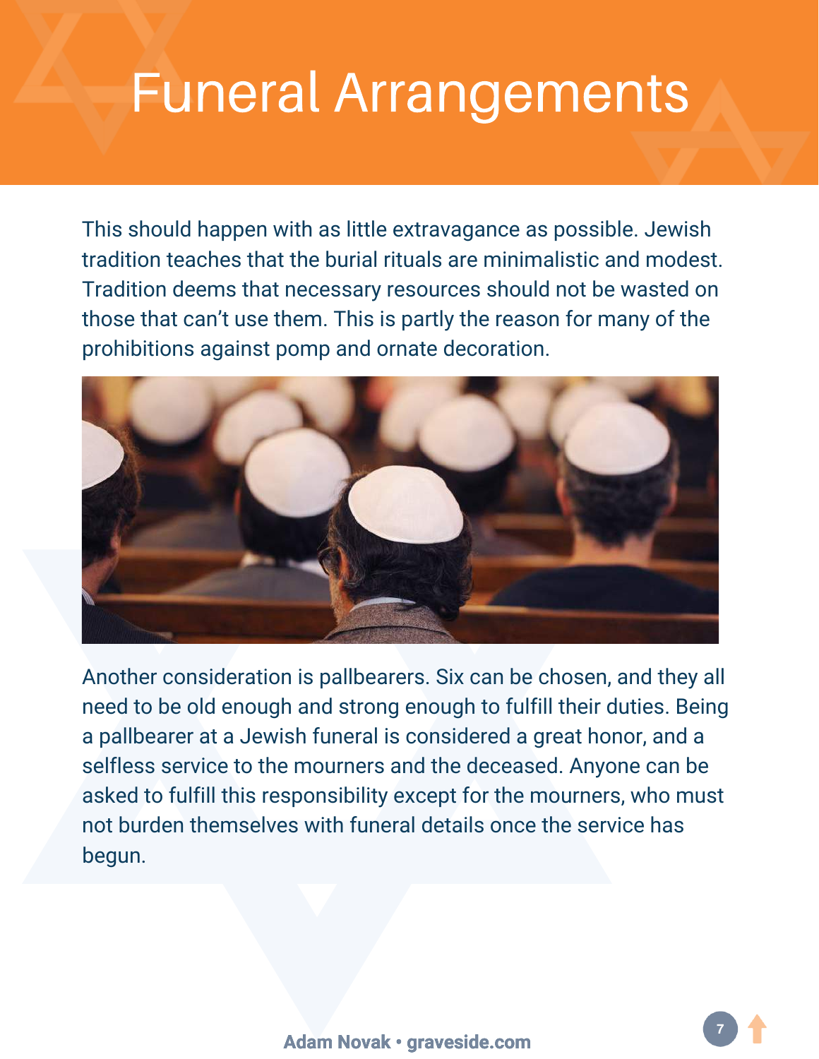# Funeral Arrangements

This should happen with as little extravagance as possible. Jewish tradition teaches that the burial rituals are minimalistic and modest. Tradition deems that necessary resources should not be wasted on those that can't use them. This is partly the reason for many of the prohibitions against pomp and ornate decoration.

Another consideration is pallbearers. Six can be chosen, and they all need to be old enough and strong enough to fulfill their duties. Being a pallbearer at a Jewish funeral is considered a great honor, and a selfless service to the mourners and the deceased. Anyone can be asked to fulfill this responsibility except for the mourners, who must not burden themselves with funeral details once the service has begun.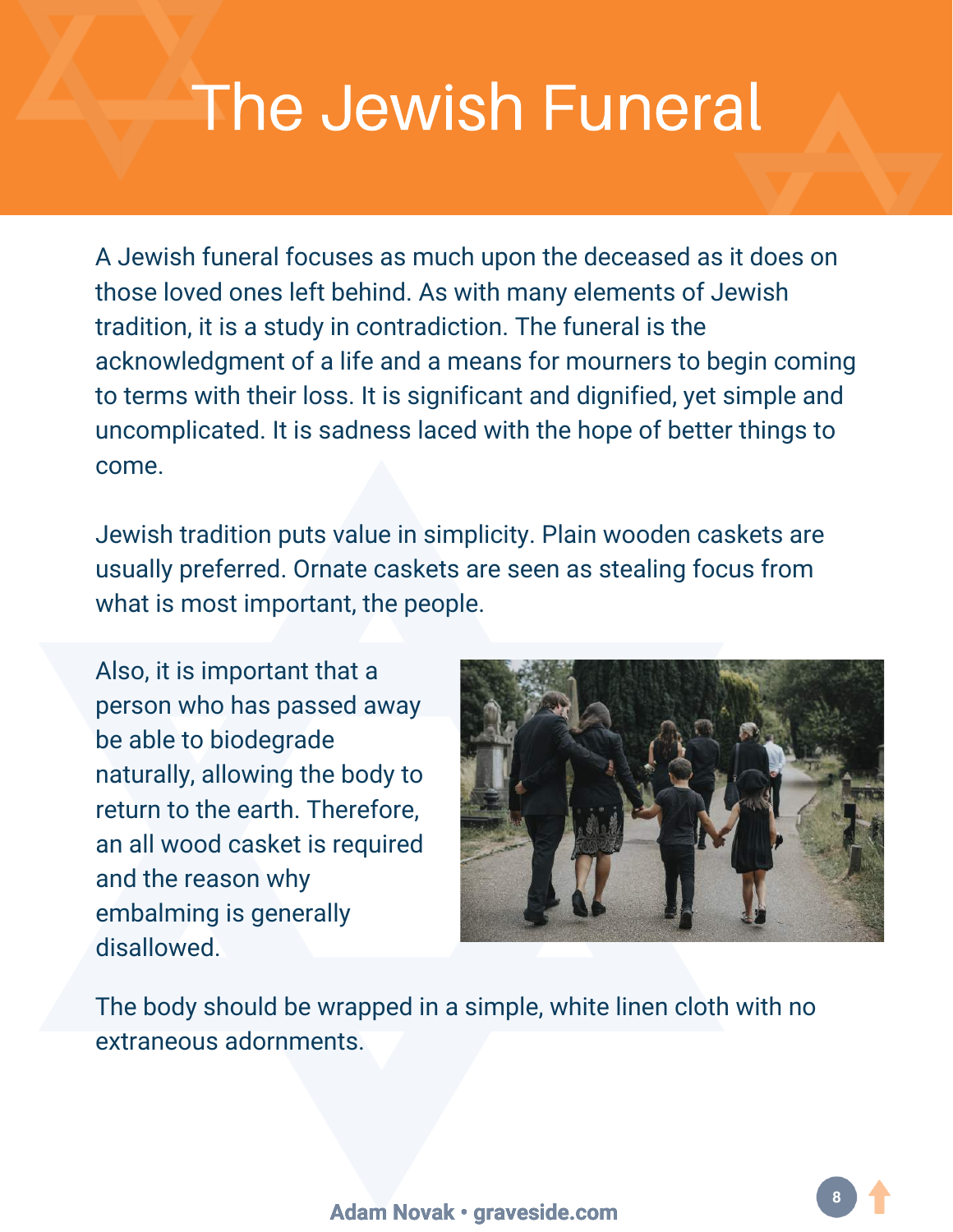# The Jewish Funeral

A Jewish funeral focuses as much upon the deceased as it does on those loved ones left behind. As with many elements of Jewish tradition, it is a study in contradiction. The funeral is the acknowledgment of a life and a means for mourners to begin coming to terms with their loss. It is significant and dignified, yet simple and uncomplicated. It is sadness laced with the hope of better things to come.

Jewish tradition puts value in simplicity. Plain wooden caskets are usually preferred. Ornate caskets are seen as stealing focus from what is most important, the people.

Also, it is important that a person who has passed away be able to biodegrade naturally, allowing the body to return to the earth. Therefore, an all wood casket is required and the reason why embalming is generally disallowed.

The body should be wrapped in a simple, white linen cloth with no extraneous adornments.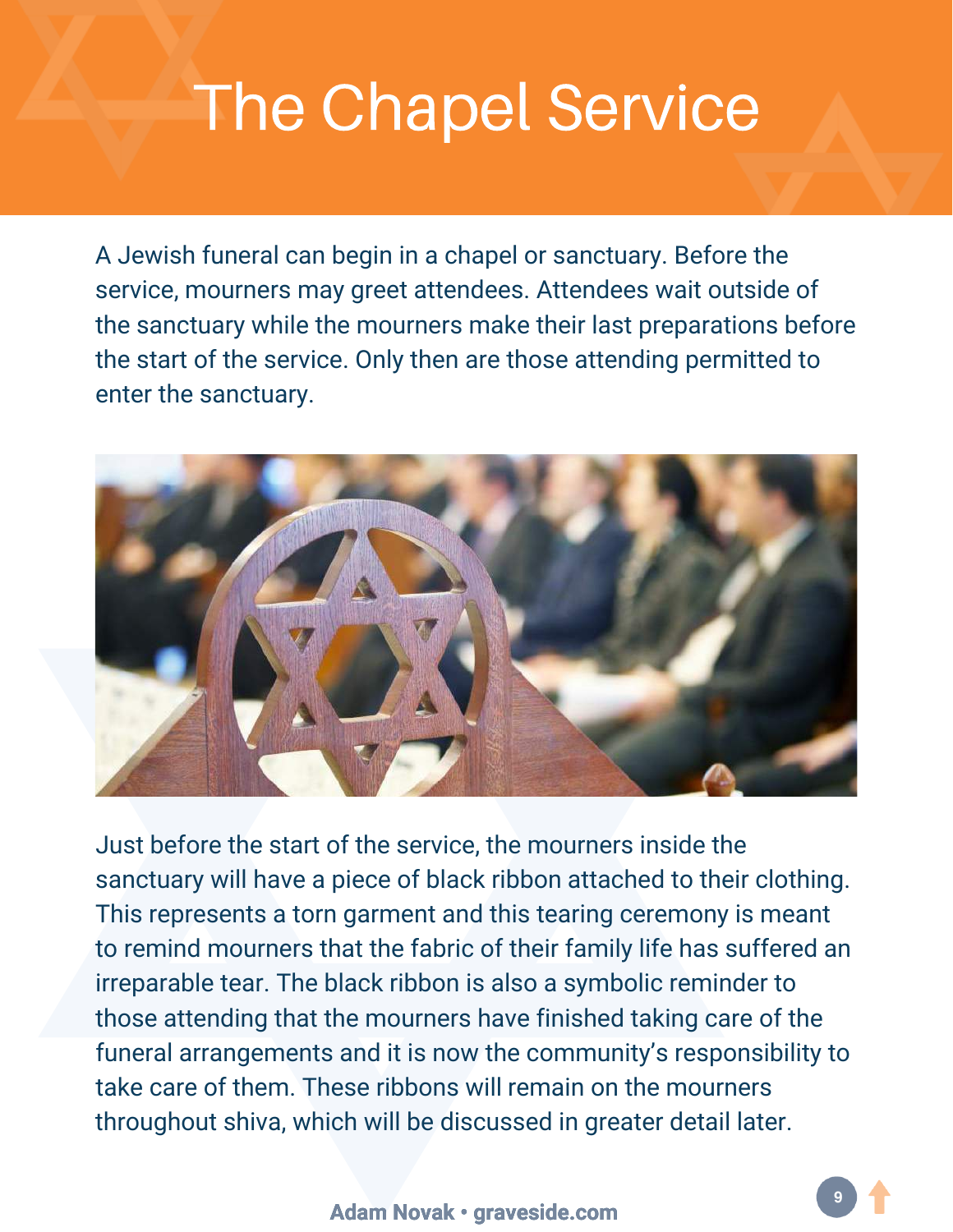# The Chapel Service

A Jewish funeral can begin in a chapel or sanctuary. Before the service, mourners may greet attendees. Attendees wait outside of the sanctuary while the mourners make their last preparations before the start of the service. Only then are those attending permitted to enter the sanctuary.

Just before the start of the service, the mourners inside the sanctuary will have a piece of black ribbon attached to their clothing. This represents a torn garment and this tearing ceremony is meant to remind mourners that the fabric of their family life has suffered an irreparable tear. The black ribbon is also a symbolic reminder to those attending that the mourners have finished taking care of the funeral arrangements and it is now the community's responsibility to take care of them. These ribbons will remain on the mourners throughout shiva, which will be discussed in greater detail later.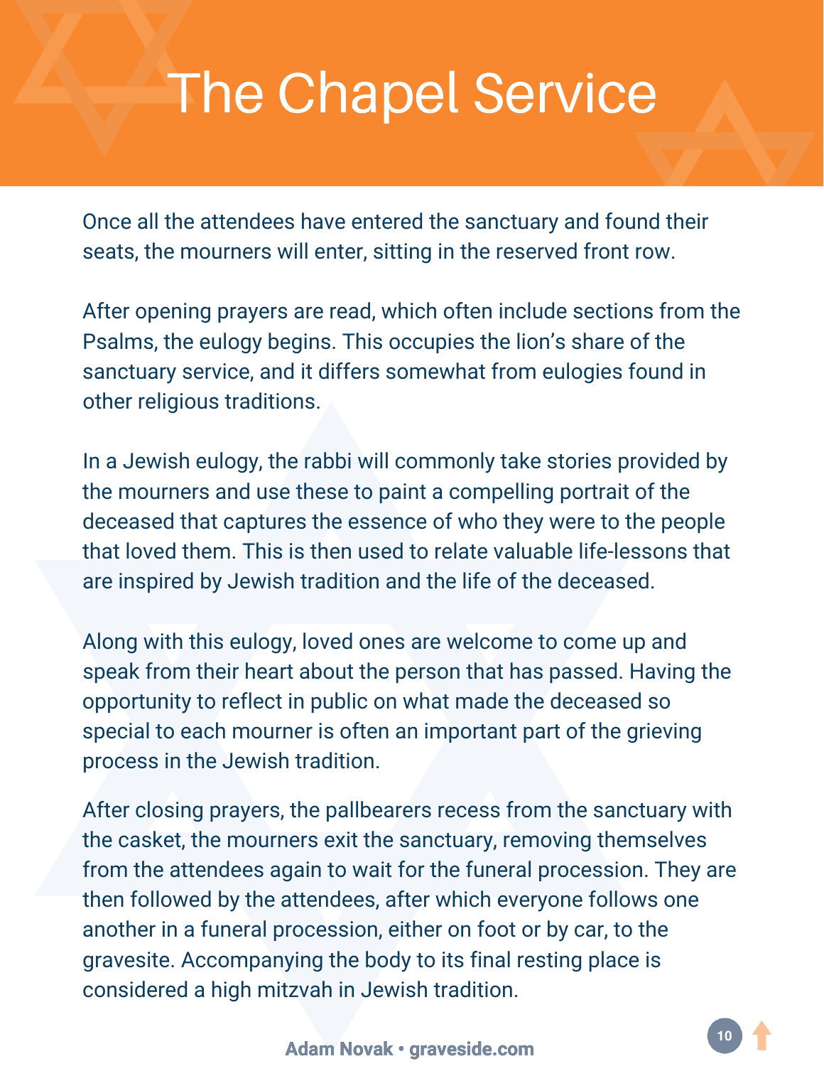# The Chapel Service

Once all the attendees have entered the sanctuary and found their seats, the mourners will enter, sitting in the reserved front row.

After opening prayers are read, which often include sections from the Psalms, the eulogy begins. This occupies the lion's share of the sanctuary service, and it differs somewhat from eulogies found in other religious traditions.

In a Jewish eulogy, the rabbi will commonly take stories provided by the mourners and use these to paint a compelling portrait of the deceased that captures the essence of who they were to the people that loved them. This is then used to relate valuable life-lessons that are inspired by Jewish tradition and the life of the deceased.

Along with this eulogy, loved ones are welcome to come up and speak from their heart about the person that has passed. Having the opportunity to reflect in public on what made the deceased so special to each mourner is often an important part of the grieving process in the Jewish tradition.

After closing prayers, the pallbearers recess from the sanctuary with the casket, the mourners exit the sanctuary, removing themselves from the attendees again to wait for the funeral procession. They are then followed by the attendees, after which everyone follows one another in a funeral procession, either on foot or by car, to the gravesite. Accompanying the body to its final resting place is considered a high mitzvah in Jewish tradition.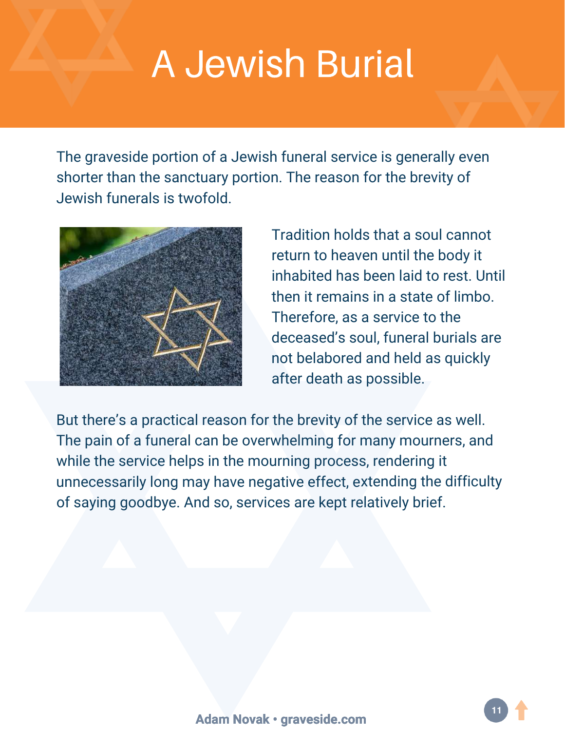# A Jewish Burial

The graveside portion of a Jewish funeral service is generally even shorter than the sanctuary portion. The reason for the brevity of Jewish funerals is twofold.

Tradition holds that a soul cannot return to heaven until the body it inhabited has been laid to rest. Until then it remains in a state of limbo. Therefore, as a service to the deceased's soul, funeral burials are not belabored and held as quickly after death as possible.

But there's a practical reason for the brevity of the service as well. The pain of a funeral can be overwhelming for many mourners, and while the service helps in the mourning process, rendering it unnecessarily long may have negative effect, extending the difficulty of saying goodbye. And so, services are kept relatively brief.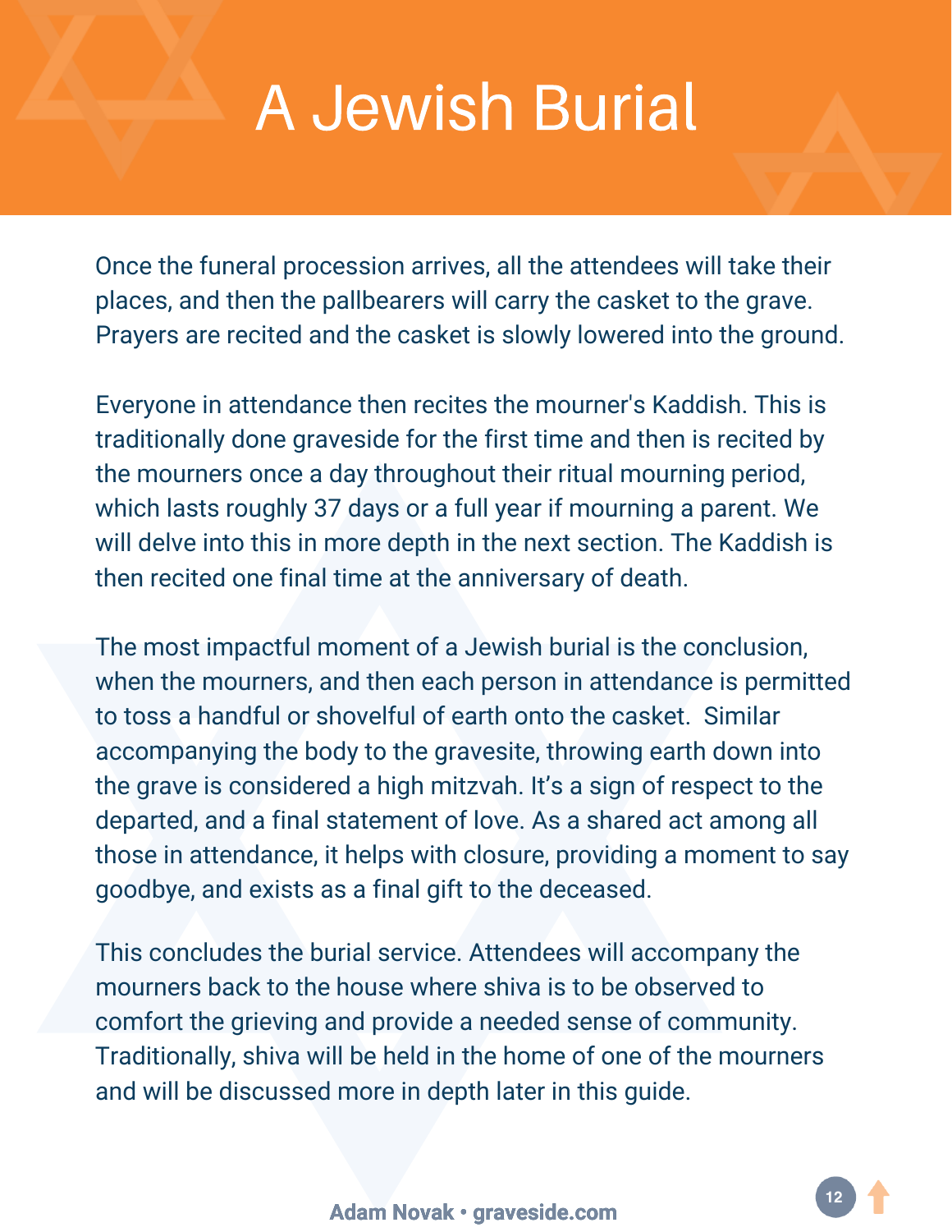# A Jewish Burial

Once the funeral procession arrives, all the attendees will take their places, and then the pallbearers will carry the casket to the grave. Prayers are recited and the casket is slowly lowered into the ground.

Everyone in attendance then recites the mourner's Kaddish. This is traditionally done graveside for the first time and then is recited by the mourners once a day throughout their ritual mourning period, which lasts roughly 37 days or a full year if mourning a parent. We will delve into this in more depth in the next section. The Kaddish is then recited one final time at the anniversary of death.

The most impactful moment of a Jewish burial is the conclusion, when the mourners, and then each person in attendance is permitted to toss a handful or shovelful of earth onto the casket.  Similar accompanying the body to the gravesite, throwing earth down into the grave is considered a high mitzvah. It's a sign of respect to the departed, and a final statement of love. As a shared act among all those in attendance, it helps with closure, providing a moment to say goodbye, and exists as a final gift to the deceased.

This concludes the burial service. Attendees will accompany the mourners back to the house where shiva is to be observed to comfort the grieving and provide a needed sense of community. Traditionally, shiva will be held in the home of one of the mourners and will be discussed more in depth later in this guide.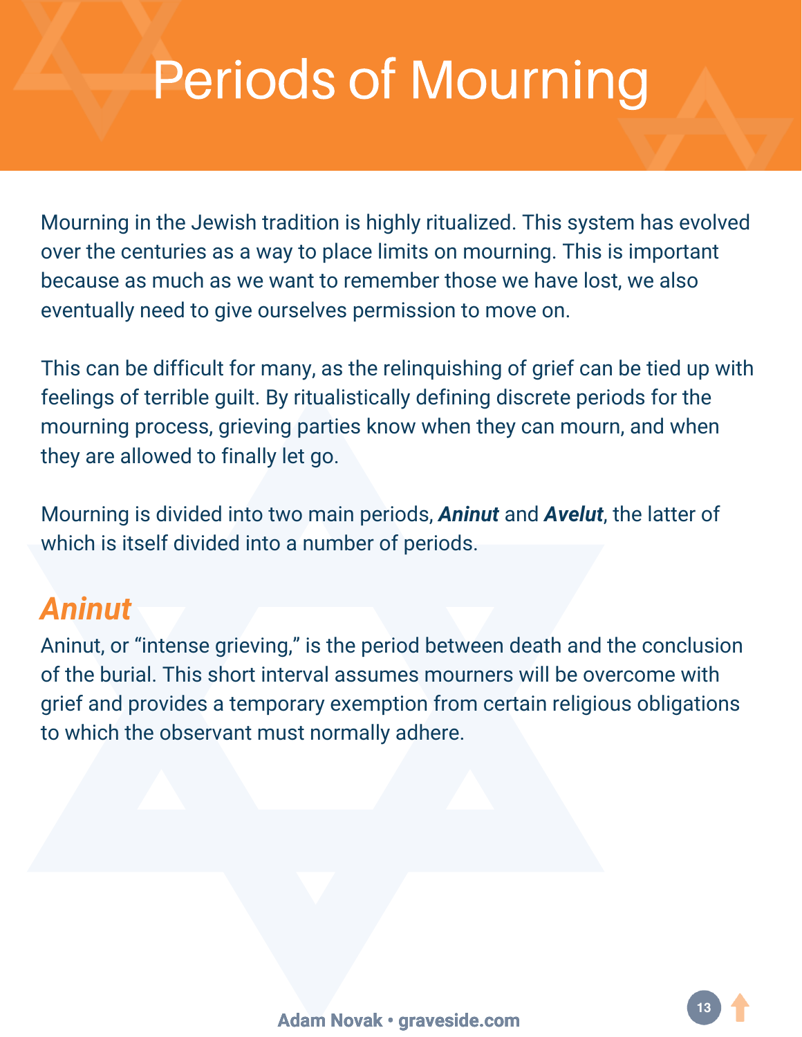# Periods of Mourning

Mourning in the Jewish tradition is highly ritualized. This system has evolved over the centuries as a way to place limits on mourning. This is important because as much as we want to remember those we have lost, we also eventually need to give ourselves permission to move on.

This can be difficult for many, as the relinquishing of grief can be tied up with feelings of terrible guilt. By ritualistically defining discrete periods for the mourning process, grieving parties know when they can mourn, and when they are allowed to finally let go.

Mourning is divided into two main periods, ***Aninut*** and ***Avelut***, the latter of which is itself divided into a number of periods.

## *Aninut*

Aninut, or "intense grieving," is the period between death and the conclusion of the burial. This short interval assumes mourners will be overcome with grief and provides a temporary exemption from certain religious obligations to which the observant must normally adhere.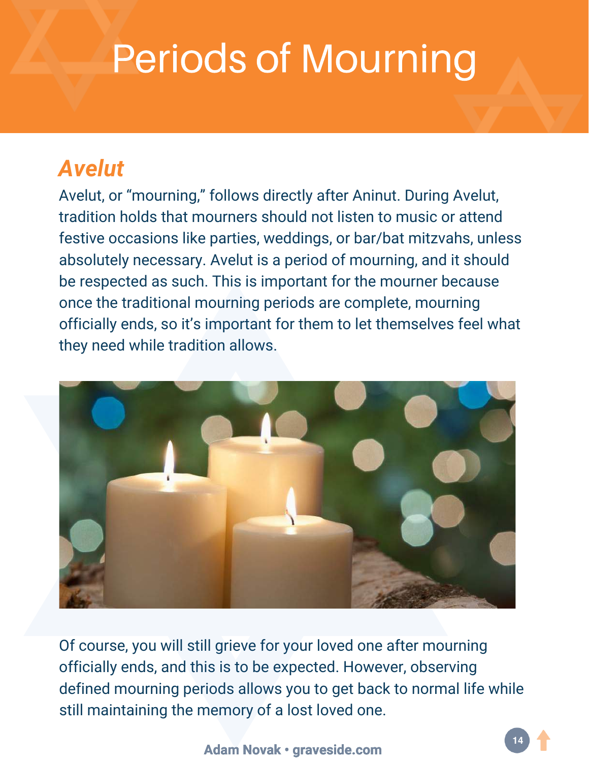# Periods of Mourning

## Avelut

Avelut, or "mourning," follows directly after Aninut. During Avelut, tradition holds that mourners should not listen to music or attend festive occasions like parties, weddings, or bar/bat mitzvahs, unless absolutely necessary. Avelut is a period of mourning, and it should be respected as such. This is important for the mourner because once the traditional mourning periods are complete, mourning officially ends, so it's important for them to let themselves feel what they need while tradition allows.

Of course, you will still grieve for your loved one after mourning officially ends, and this is to be expected. However, observing defined mourning periods allows you to get back to normal life while still maintaining the memory of a lost loved one.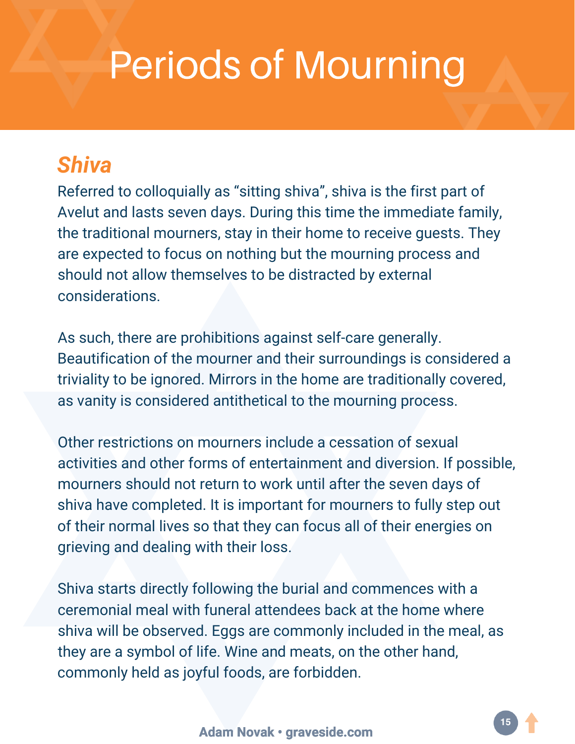# Periods of Mourning

## *Shiva*

Referred to colloquially as "sitting shiva", shiva is the first part of Avelut and lasts seven days. During this time the immediate family, the traditional mourners, stay in their home to receive guests. They are expected to focus on nothing but the mourning process and should not allow themselves to be distracted by external considerations.

As such, there are prohibitions against self-care generally. Beautification of the mourner and their surroundings is considered a triviality to be ignored. Mirrors in the home are traditionally covered, as vanity is considered antithetical to the mourning process.

Other restrictions on mourners include a cessation of sexual activities and other forms of entertainment and diversion. If possible, mourners should not return to work until after the seven days of shiva have completed. It is important for mourners to fully step out of their normal lives so that they can focus all of their energies on grieving and dealing with their loss.

Shiva starts directly following the burial and commences with a ceremonial meal with funeral attendees back at the home where shiva will be observed. Eggs are commonly included in the meal, as they are a symbol of life. Wine and meats, on the other hand, commonly held as joyful foods, are forbidden.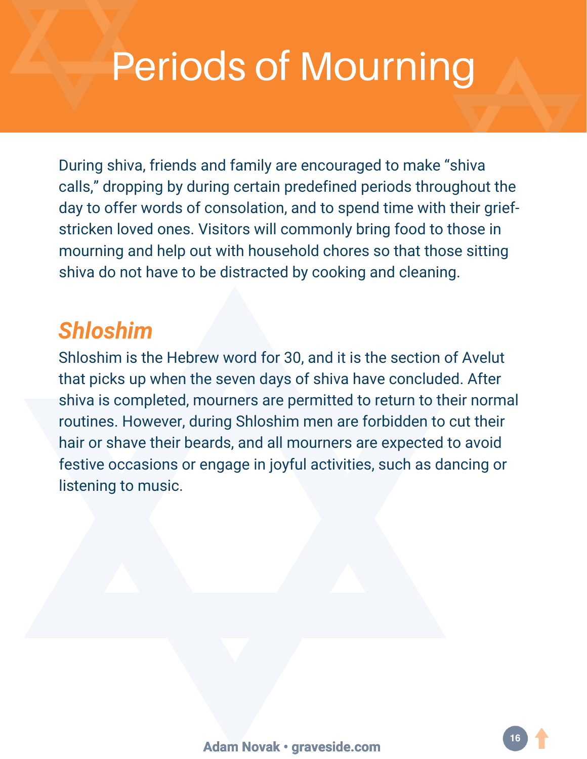# Periods of Mourning

During shiva, friends and family are encouraged to make "shiva calls," dropping by during certain predefined periods throughout the day to offer words of consolation, and to spend time with their grief-stricken loved ones. Visitors will commonly bring food to those in mourning and help out with household chores so that those sitting shiva do not have to be distracted by cooking and cleaning.

## *Shloshim*

Shloshim is the Hebrew word for 30, and it is the section of Avelut that picks up when the seven days of shiva have concluded. After shiva is completed, mourners are permitted to return to their normal routines. However, during Shloshim men are forbidden to cut their hair or shave their beards, and all mourners are expected to avoid festive occasions or engage in joyful activities, such as dancing or listening to music.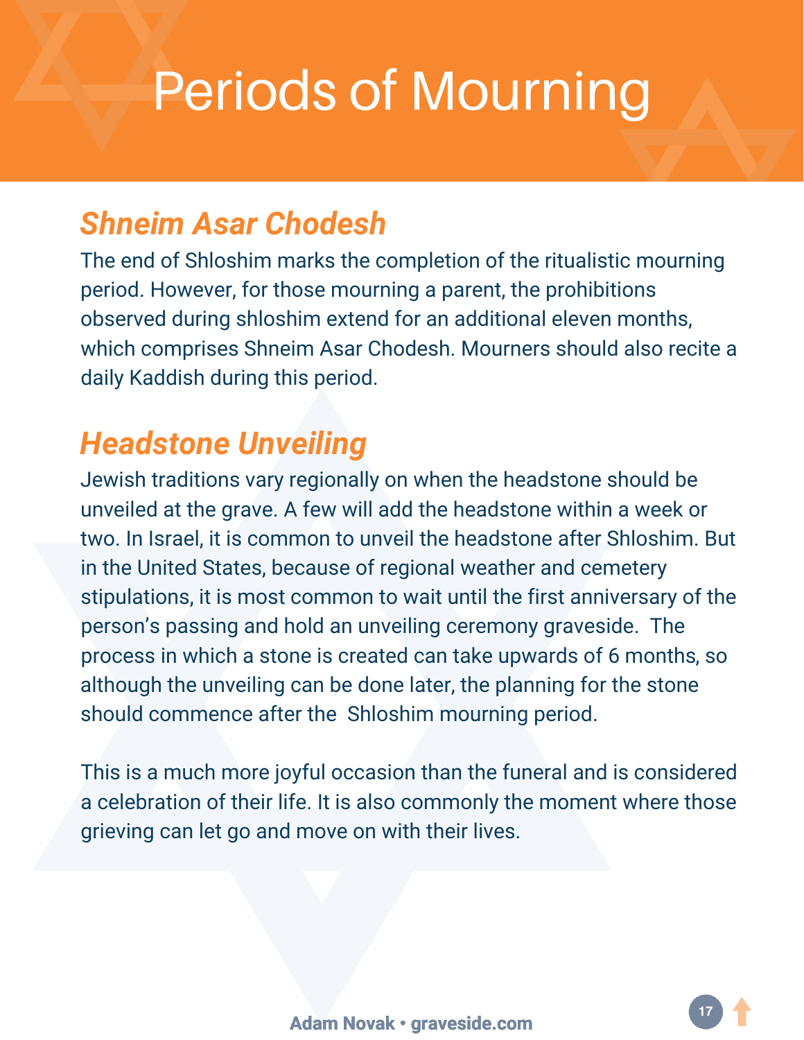# Periods of Mourning

## *Shneim Asar Chodesh*

The end of Shloshim marks the completion of the ritualistic mourning period. However, for those mourning a parent, the prohibitions observed during shloshim extend for an additional eleven months, which comprises Shneim Asar Chodesh. Mourners should also recite a daily Kaddish during this period.

## *Headstone Unveiling*

Jewish traditions vary regionally on when the headstone should be unveiled at the grave. A few will add the headstone within a week or two. In Israel, it is common to unveil the headstone after Shloshim. But in the United States, because of regional weather and cemetery stipulations, it is most common to wait until the first anniversary of the person's passing and hold an unveiling ceremony graveside. The process in which a stone is created can take upwards of 6 months, so although the unveiling can be done later, the planning for the stone should commence after the Shloshim mourning period.

This is a much more joyful occasion than the funeral and is considered a celebration of their life. It is also commonly the moment where those grieving can let go and move on with their lives.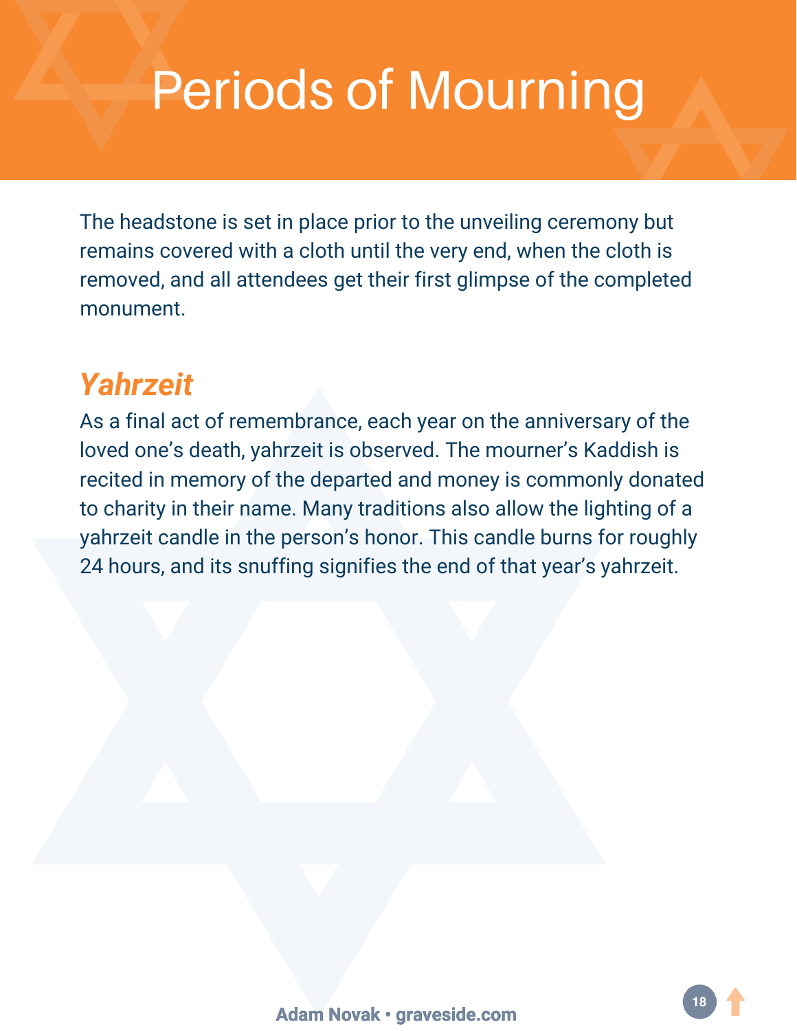# Periods of Mourning

The headstone is set in place prior to the unveiling ceremony but remains covered with a cloth until the very end, when the cloth is removed, and all attendees get their first glimpse of the completed monument.

## *Yahrzeit*

As a final act of remembrance, each year on the anniversary of the loved one's death, yahrzeit is observed. The mourner's Kaddish is recited in memory of the departed and money is commonly donated to charity in their name. Many traditions also allow the lighting of a yahrzeit candle in the person's honor. This candle burns for roughly 24 hours, and its snuffing signifies the end of that year's yahrzeit.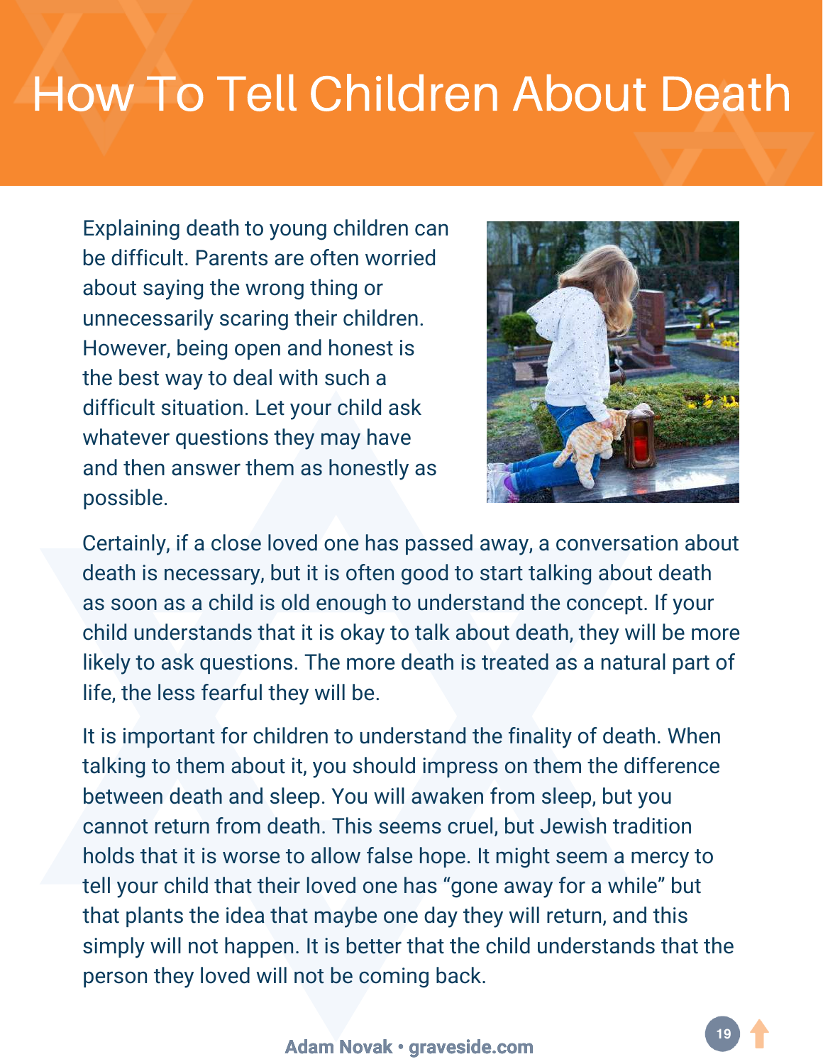# How To Tell Children About Death

Explaining death to young children can be difficult. Parents are often worried about saying the wrong thing or unnecessarily scaring their children. However, being open and honest is the best way to deal with such a difficult situation. Let your child ask whatever questions they may have and then answer them as honestly as possible.

Certainly, if a close loved one has passed away, a conversation about death is necessary, but it is often good to start talking about death as soon as a child is old enough to understand the concept. If your child understands that it is okay to talk about death, they will be more likely to ask questions. The more death is treated as a natural part of life, the less fearful they will be.

It is important for children to understand the finality of death. When talking to them about it, you should impress on them the difference between death and sleep. You will awaken from sleep, but you cannot return from death. This seems cruel, but Jewish tradition holds that it is worse to allow false hope. It might seem a mercy to tell your child that their loved one has "gone away for a while" but that plants the idea that maybe one day they will return, and this simply will not happen. It is better that the child understands that the person they loved will not be coming back.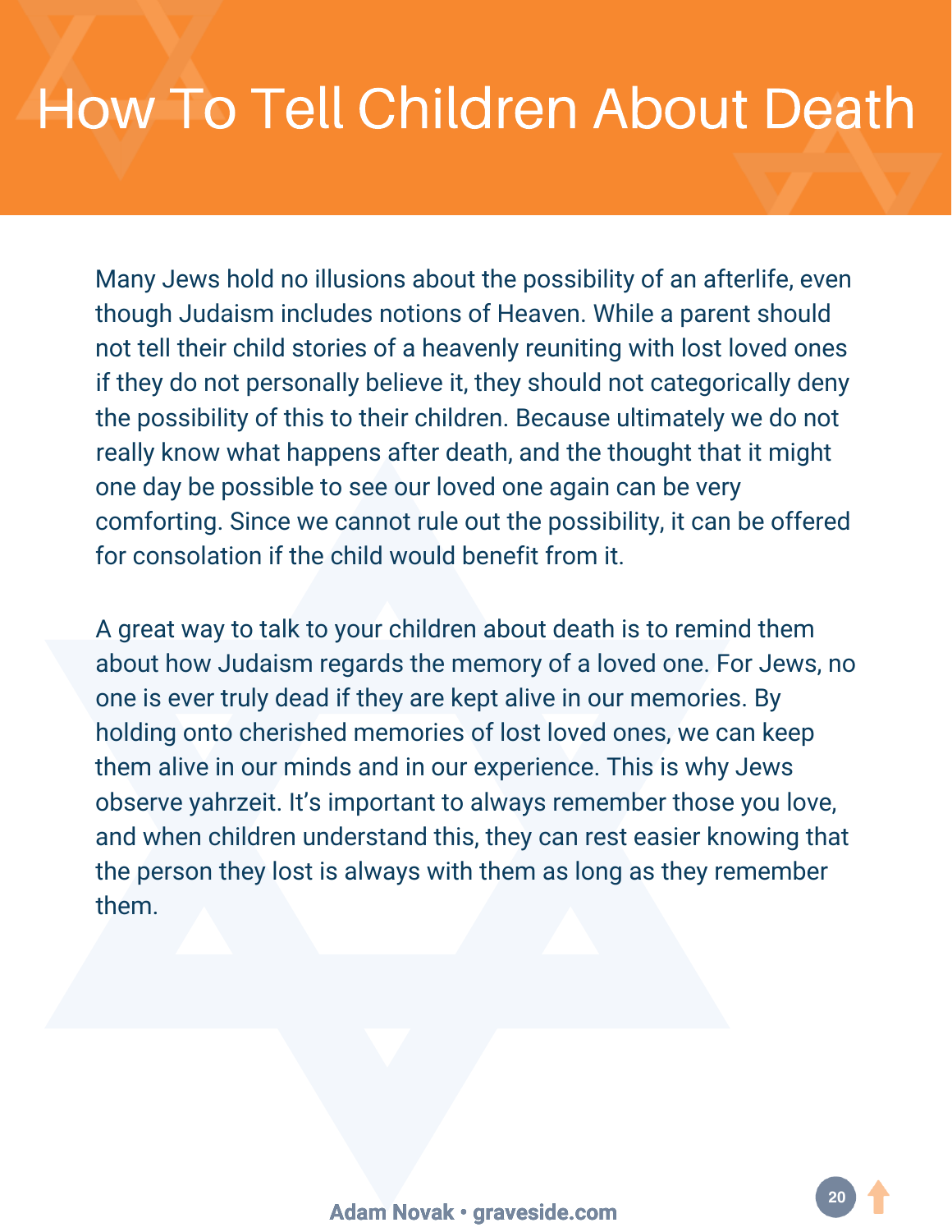# How To Tell Children About Death

Many Jews hold no illusions about the possibility of an afterlife, even though Judaism includes notions of Heaven. While a parent should not tell their child stories of a heavenly reuniting with lost loved ones if they do not personally believe it, they should not categorically deny the possibility of this to their children. Because ultimately we do not really know what happens after death, and the thought that it might one day be possible to see our loved one again can be very comforting. Since we cannot rule out the possibility, it can be offered for consolation if the child would benefit from it.

A great way to talk to your children about death is to remind them about how Judaism regards the memory of a loved one. For Jews, no one is ever truly dead if they are kept alive in our memories. By holding onto cherished memories of lost loved ones, we can keep them alive in our minds and in our experience. This is why Jews observe yahrzeit. It's important to always remember those you love, and when children understand this, they can rest easier knowing that the person they lost is always with them as long as they remember them.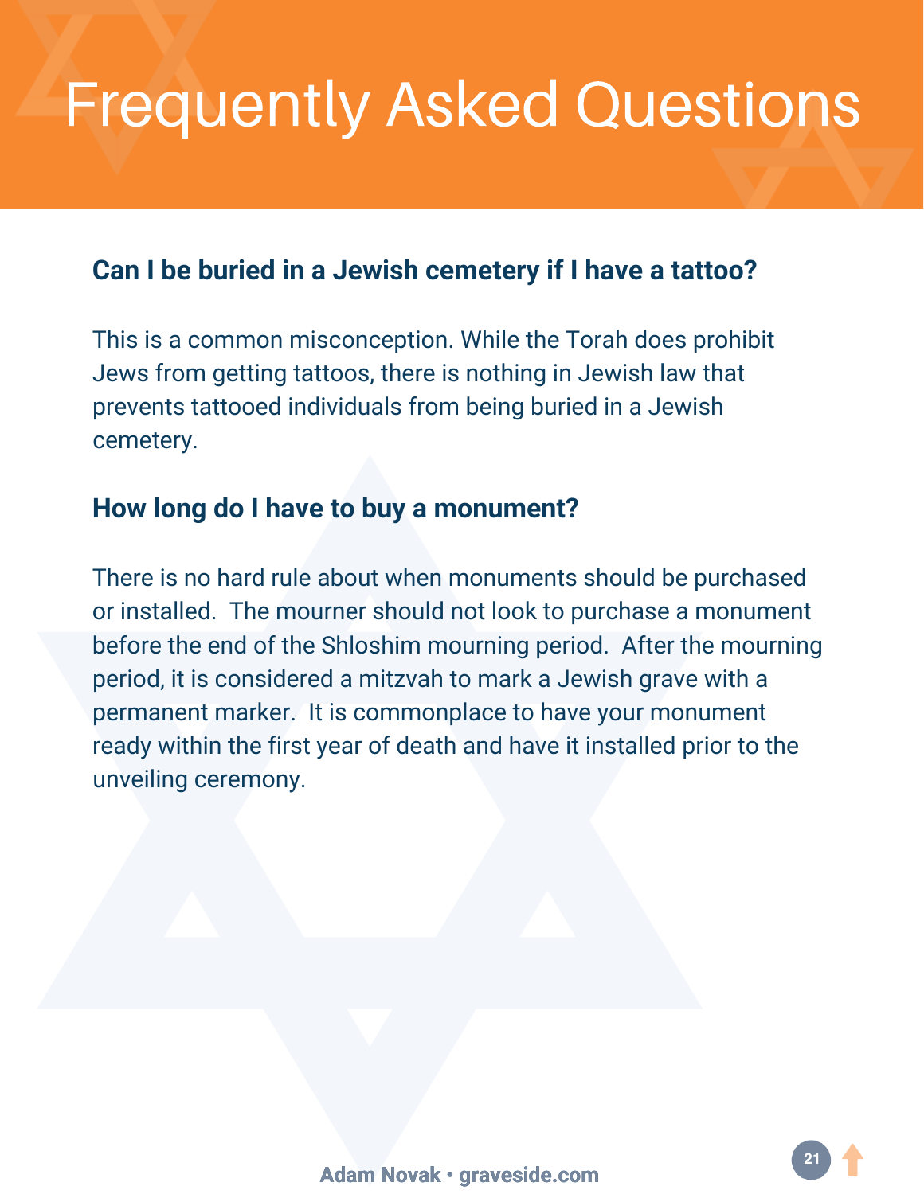# Frequently Asked Questions

### Can I be buried in a Jewish cemetery if I have a tattoo?

This is a common misconception. While the Torah does prohibit Jews from getting tattoos, there is nothing in Jewish law that prevents tattooed individuals from being buried in a Jewish cemetery.

### How long do I have to buy a monument?

There is no hard rule about when monuments should be purchased or installed. The mourner should not look to purchase a monument before the end of the Shloshim mourning period. After the mourning period, it is considered a mitzvah to mark a Jewish grave with a permanent marker. It is commonplace to have your monument ready within the first year of death and have it installed prior to the unveiling ceremony.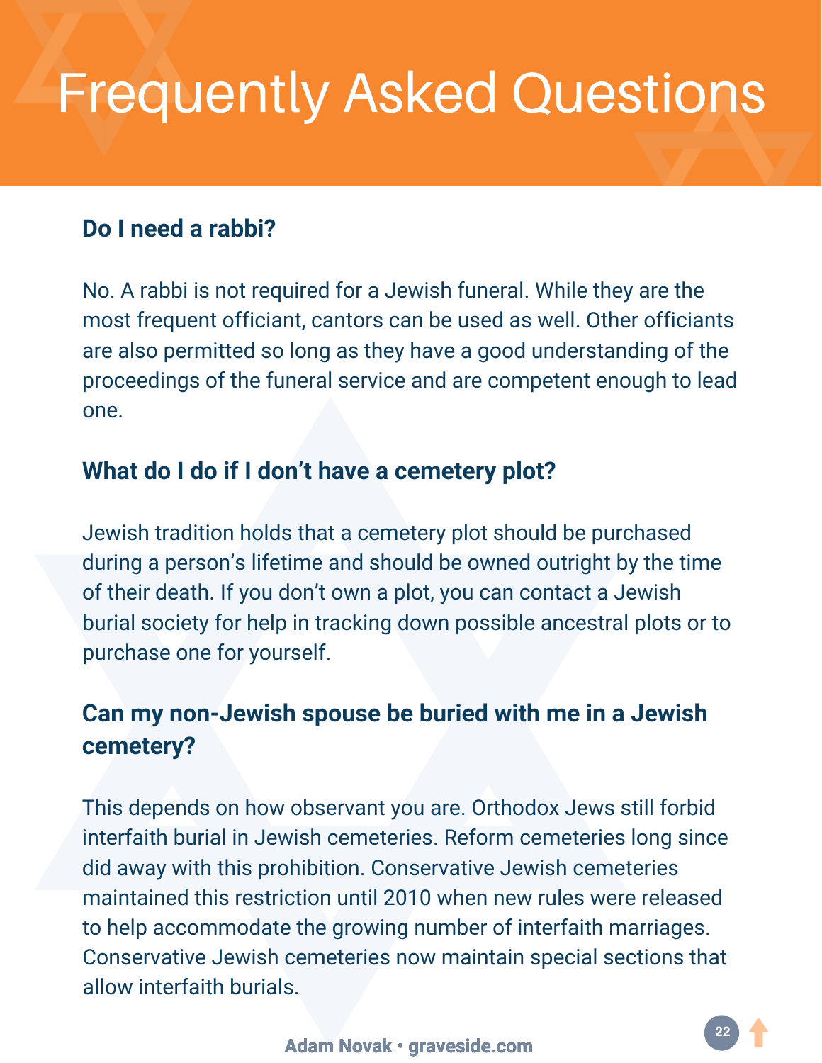# Frequently Asked Questions

### Do I need a rabbi?

No. A rabbi is not required for a Jewish funeral. While they are the most frequent officiant, cantors can be used as well. Other officiants are also permitted so long as they have a good understanding of the proceedings of the funeral service and are competent enough to lead one.

### What do I do if I don't have a cemetery plot?

Jewish tradition holds that a cemetery plot should be purchased during a person's lifetime and should be owned outright by the time of their death. If you don't own a plot, you can contact a Jewish burial society for help in tracking down possible ancestral plots or to purchase one for yourself.

### Can my non-Jewish spouse be buried with me in a Jewish cemetery?

This depends on how observant you are. Orthodox Jews still forbid interfaith burial in Jewish cemeteries. Reform cemeteries long since did away with this prohibition. Conservative Jewish cemeteries maintained this restriction until 2010 when new rules were released to help accommodate the growing number of interfaith marriages. Conservative Jewish cemeteries now maintain special sections that allow interfaith burials.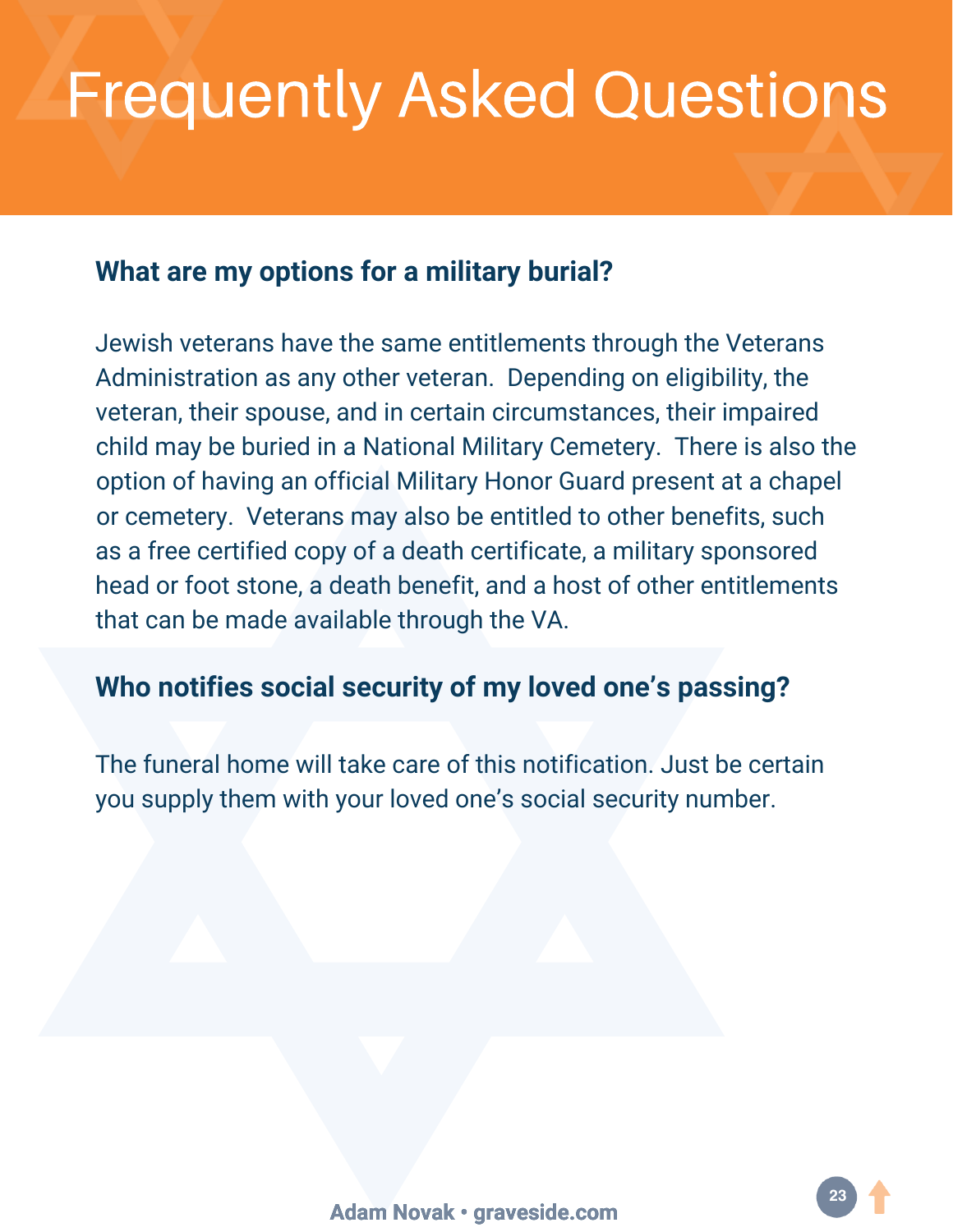# Frequently Asked Questions

### What are my options for a military burial?

Jewish veterans have the same entitlements through the Veterans Administration as any other veteran. Depending on eligibility, the veteran, their spouse, and in certain circumstances, their impaired child may be buried in a National Military Cemetery. There is also the option of having an official Military Honor Guard present at a chapel or cemetery. Veterans may also be entitled to other benefits, such as a free certified copy of a death certificate, a military sponsored head or foot stone, a death benefit, and a host of other entitlements that can be made available through the VA.

### Who notifies social security of my loved one's passing?

The funeral home will take care of this notification. Just be certain you supply them with your loved one's social security number.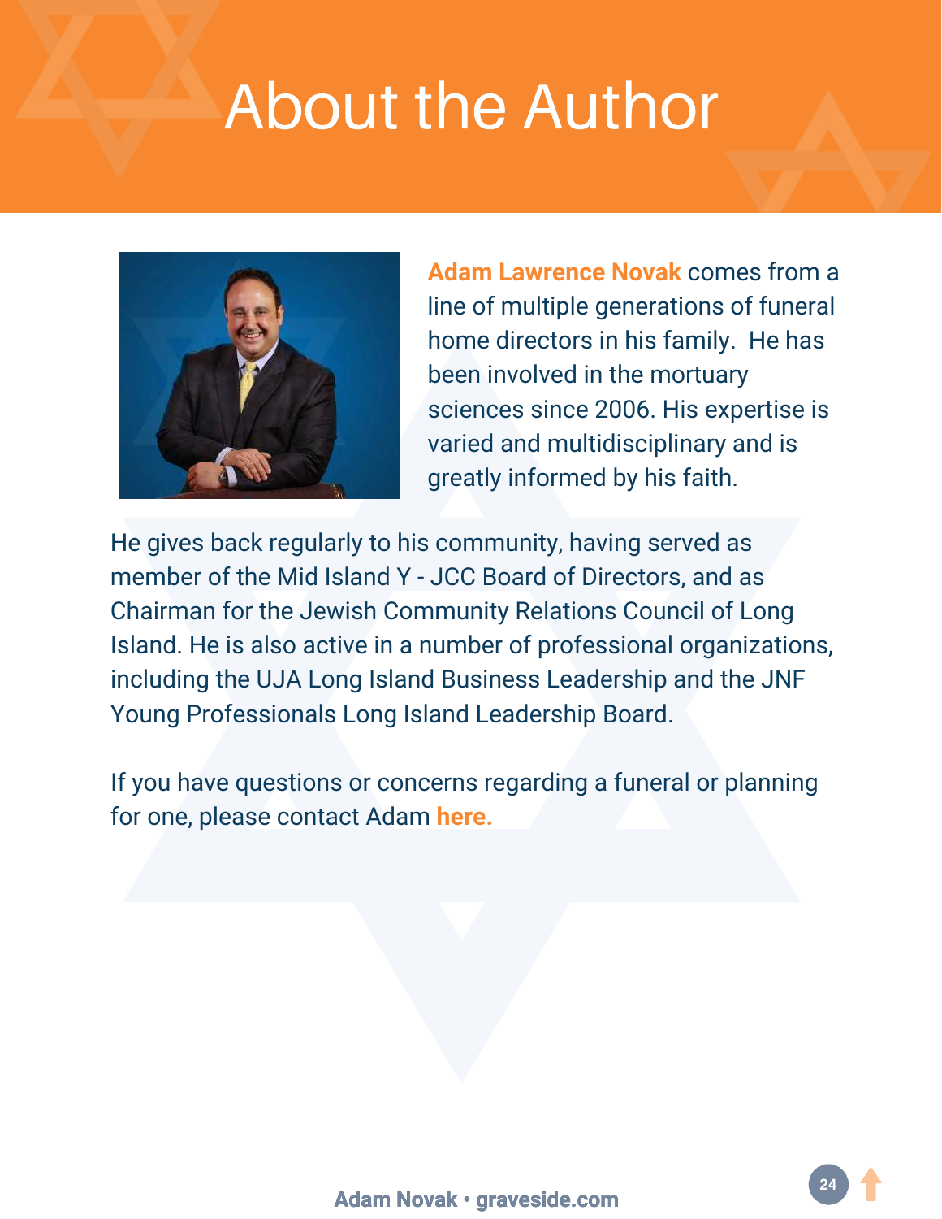# About the Author

**Adam Lawrence Novak** comes from a line of multiple generations of funeral home directors in his family. He has been involved in the mortuary sciences since 2006. His expertise is varied and multidisciplinary and is greatly informed by his faith.

He gives back regularly to his community, having served as member of the Mid Island Y - JCC Board of Directors, and as Chairman for the Jewish Community Relations Council of Long Island. He is also active in a number of professional organizations, including the UJA Long Island Business Leadership and the JNF Young Professionals Long Island Leadership Board.

If you have questions or concerns regarding a funeral or planning for one, please contact Adam **here.**